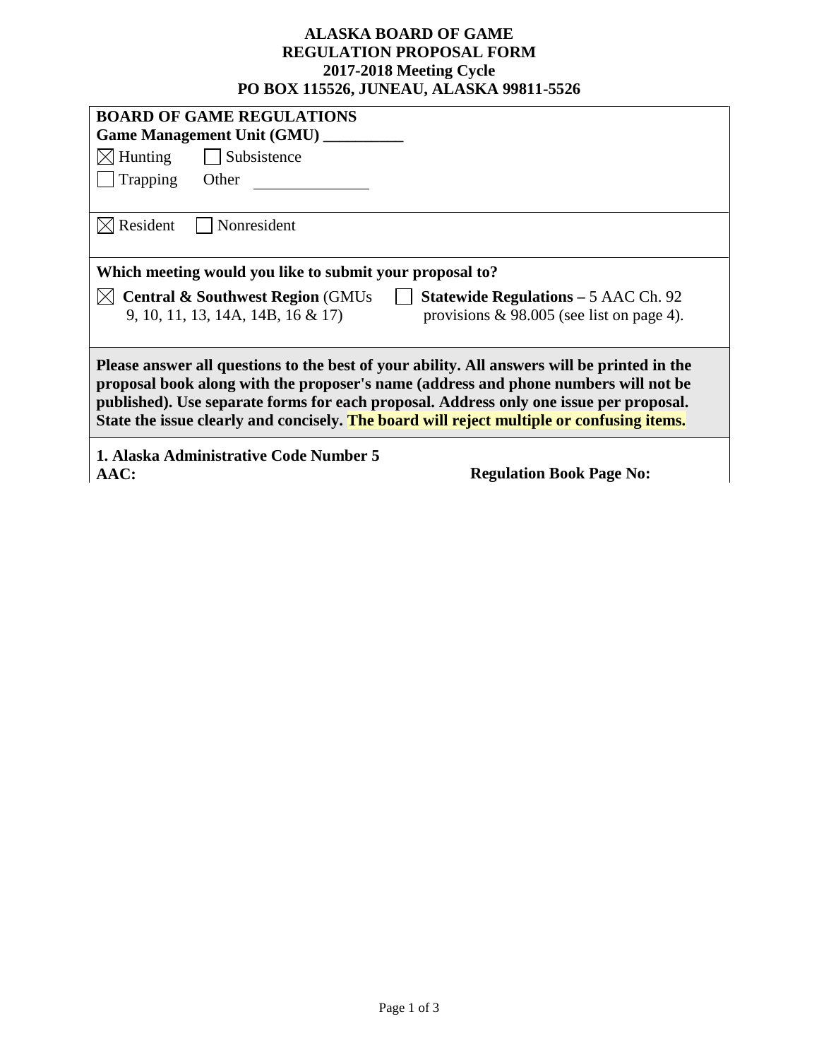**ALASKA BOARD OF GAME**
**REGULATION PROPOSAL FORM**
**2017-2018 Meeting Cycle**
**PO BOX 115526, JUNEAU, ALASKA 99811-5526**

**BOARD OF GAME REGULATIONS**
**Game Management Unit (GMU) __________**

☒ Hunting ☐ Subsistence
☐ Trapping Other ______________

☒ Resident ☐ Nonresident

**Which meeting would you like to submit your proposal to?**

☒ **Central & Southwest Region** (GMUs 9, 10, 11, 13, 14A, 14B, 16 & 17)

☐ **Statewide Regulations –** 5 AAC Ch. 92 provisions & 98.005 (see list on page 4).

**Please answer all questions to the best of your ability. All answers will be printed in the proposal book along with the proposer's name (address and phone numbers will not be published). Use separate forms for each proposal. Address only one issue per proposal. State the issue clearly and concisely. The board will reject multiple or confusing items.**

**1. Alaska Administrative Code Number 5 AAC:** **Regulation Book Page No:**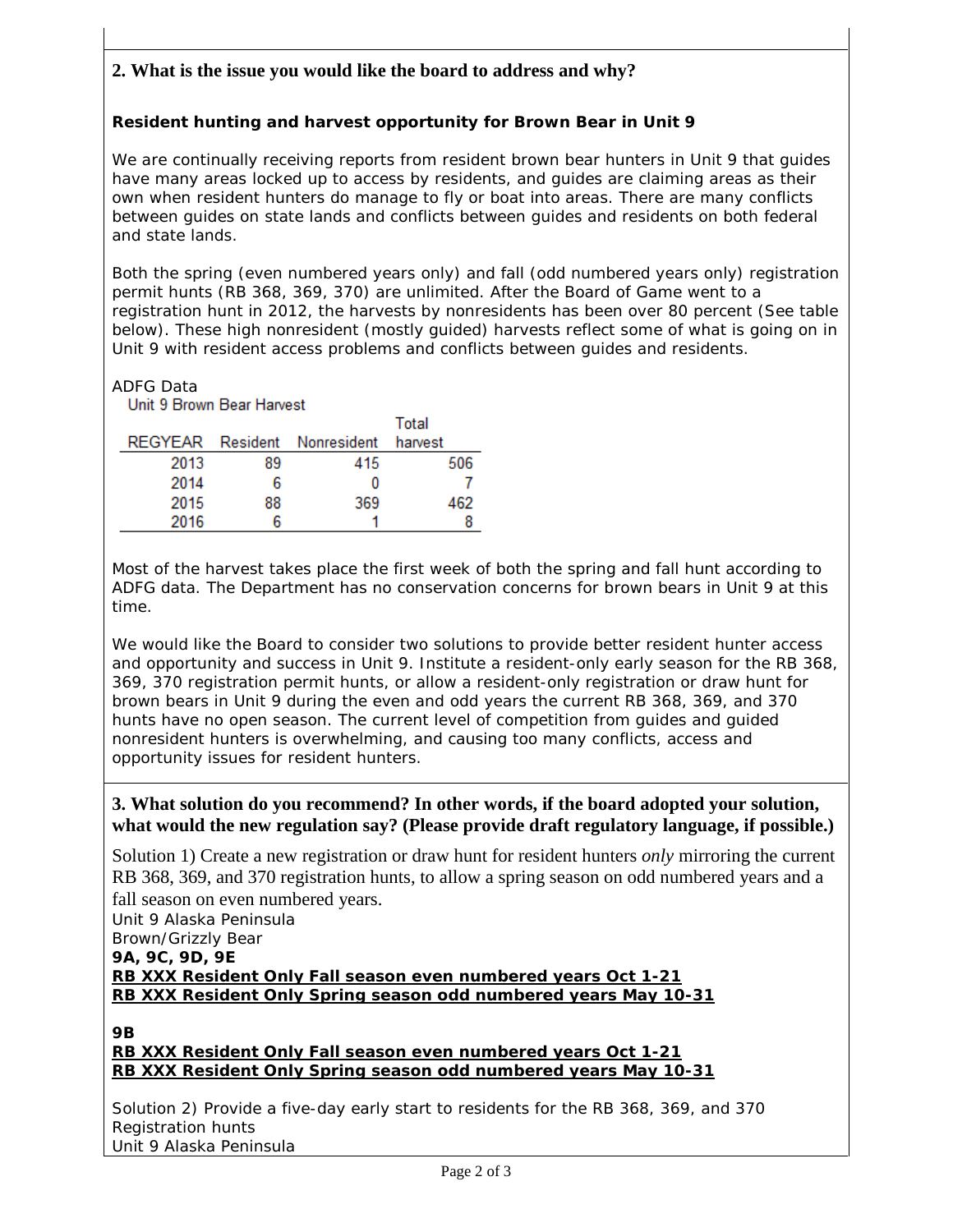## 2. What is the issue you would like the board to address and why?

**Resident hunting and harvest opportunity for Brown Bear in Unit 9**

We are continually receiving reports from resident brown bear hunters in Unit 9 that guides have many areas locked up to access by residents, and guides are claiming areas as their own when resident hunters do manage to fly or boat into areas. There are many conflicts between guides on state lands and conflicts between guides and residents on both federal and state lands.

Both the spring (even numbered years only) and fall (odd numbered years only) registration permit hunts (RB 368, 369, 370) are unlimited. After the Board of Game went to a registration hunt in 2012, the harvests by nonresidents has been over 80 percent (See table below). These high nonresident (mostly guided) harvests reflect some of what is going on in Unit 9 with resident access problems and conflicts between guides and residents.

ADFG Data

Unit 9 Brown Bear Harvest

| REGYEAR | Resident | Nonresident | Total harvest |
|---|---|---|---|
| 2013 | 89 | 415 | 506 |
| 2014 | 6 | 0 | 7 |
| 2015 | 88 | 369 | 462 |
| 2016 | 6 | 1 | 8 |

Most of the harvest takes place the first week of both the spring and fall hunt according to ADFG data. The Department has no conservation concerns for brown bears in Unit 9 at this time.

We would like the Board to consider two solutions to provide better resident hunter access and opportunity and success in Unit 9. Institute a resident-only early season for the RB 368, 369, 370 registration permit hunts, or allow a resident-only registration or draw hunt for brown bears in Unit 9 during the even and odd years the current RB 368, 369, and 370 hunts have no open season. The current level of competition from guides and guided nonresident hunters is overwhelming, and causing too many conflicts, access and opportunity issues for resident hunters.

## 3. What solution do you recommend? In other words, if the board adopted your solution, what would the new regulation say? (Please provide draft regulatory language, if possible.)

Solution 1) Create a new registration or draw hunt for resident hunters *only* mirroring the current RB 368, 369, and 370 registration hunts, to allow a spring season on odd numbered years and a fall season on even numbered years.

Unit 9 Alaska Peninsula

Brown/Grizzly Bear

**9A, 9C, 9D, 9E**

**RB XXX Resident Only Fall season even numbered years Oct 1-21**

**RB XXX Resident Only Spring season odd numbered years May 10-31**

**9B**

**RB XXX Resident Only Fall season even numbered years Oct 1-21**

**RB XXX Resident Only Spring season odd numbered years May 10-31**

Solution 2) Provide a five-day early start to residents for the RB 368, 369, and 370 Registration hunts

Unit 9 Alaska Peninsula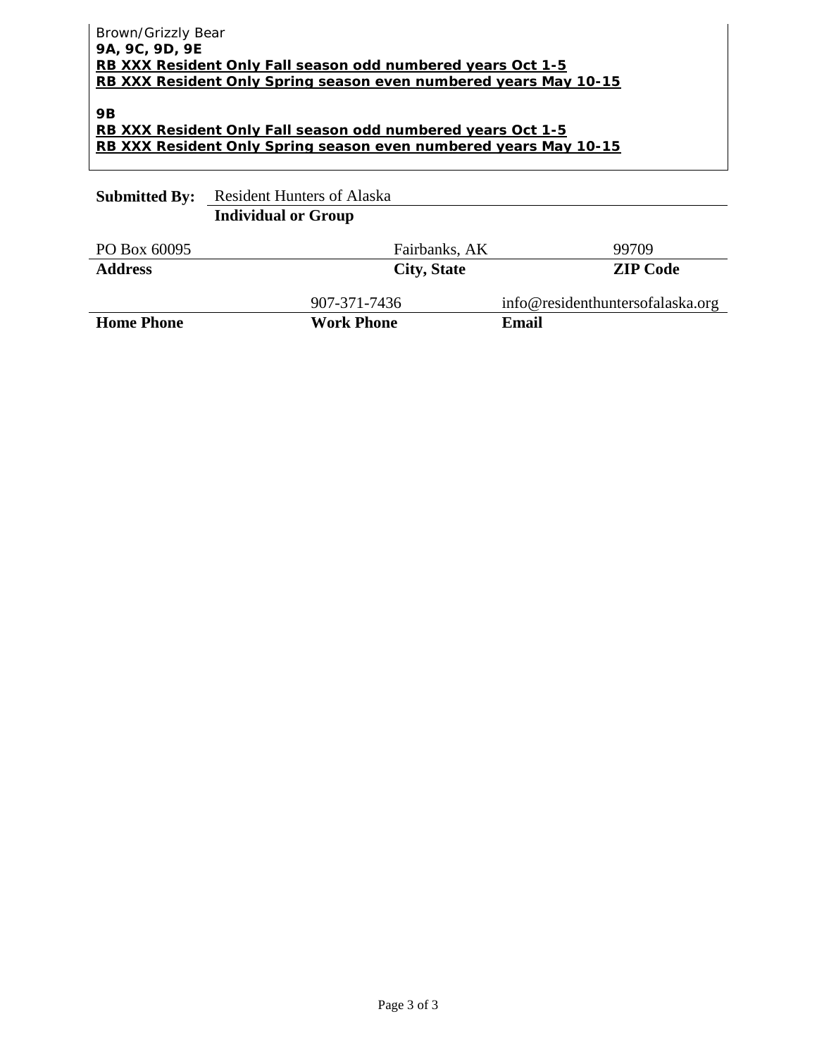Brown/Grizzly Bear

**9A, 9C, 9D, 9E**

**<u>RB XXX Resident Only Fall season odd numbered years Oct 1-5</u>**

**<u>RB XXX Resident Only Spring season even numbered years May 10-15</u>**

**9B**

**<u>RB XXX Resident Only Fall season odd numbered years Oct 1-5</u>**

**<u>RB XXX Resident Only Spring season even numbered years May 10-15</u>**

**Submitted By:** Resident Hunters of Alaska
**Individual or Group**

| | | |
|---|---|---|
| PO Box 60095 | Fairbanks, AK | 99709 |
| **Address** | **City, State** | **ZIP Code** |
| | 907-371-7436 | info@residenthuntersofalaska.org |
| **Home Phone** | **Work Phone** | **Email** |